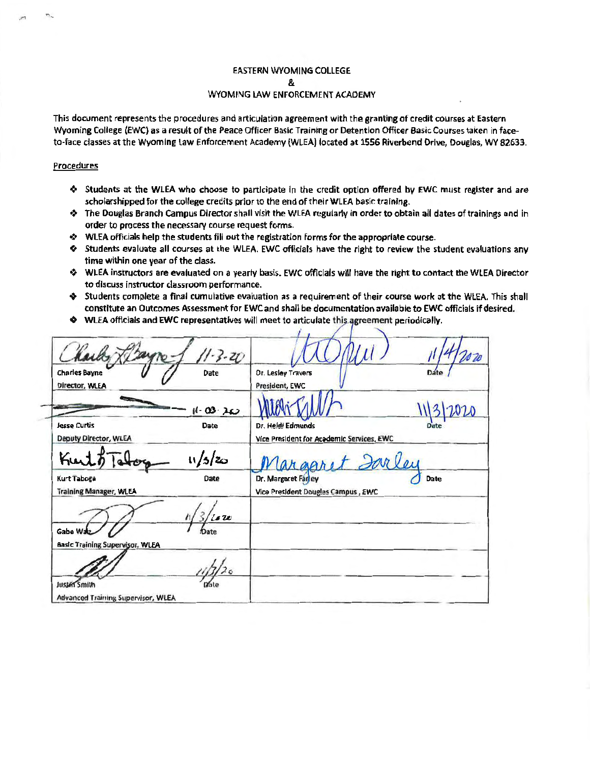# EASTERN WYOMING COLLEGE
# &
# WYOMING LAW ENFORCEMENT ACADEMY

This document represents the procedures and articulation agreement with the granting of credit courses at Eastern Wyoming College (EWC) as a result of the Peace Officer Basic Training or Detention Officer Basic Courses taken in face-to-face classes at the Wyoming Law Enforcement Academy (WLEA) located at 1556 Riverbend Drive, Douglas, WY 82633.

## Procedures

- Students at the WLEA who choose to participate in the credit option offered by EWC must register and are scholarshipped for the college credits prior to the end of their WLEA basic training.
- The Douglas Branch Campus Director shall visit the WLEA regularly in order to obtain all dates of trainings and in order to process the necessary course request forms.
- WLEA officials help the students fill out the registration forms for the appropriate course.
- Students evaluate all courses at the WLEA. EWC officials have the right to review the student evaluations any time within one year of the class.
- WLEA instructors are evaluated on a yearly basis. EWC officials will have the right to contact the WLEA Director to discuss instructor classroom performance.
- Students complete a final cumulative evaluation as a requirement of their course work at the WLEA. This shall constitute an Outcomes Assessment for EWC and shall be documentation available to EWC officials if desired.
- WLEA officials and EWC representatives will meet to articulate this agreement periodically.

| WLEA | Date | EWC | Date |
|---|---|---|---|
| Charles Bayne, Director, WLEA | 11-3-20 | Dr. Lesley Travers, President, EWC | 11/4/2020 |
| Jesse Curtis, Deputy Director, WLEA | 11-03-20 | Dr. Heidi Edmunds, Vice President for Academic Services, EWC | 11/3/2020 |
| Kurt Taboga, Training Manager, WLEA | 11/3/20 | Dr. Margaret Farley, Vice President Douglas Campus, EWC | |
| Gabe Walz, Basic Training Supervisor, WLEA | 11/3/2020 | | |
| Justin Smith, Advanced Training Supervisor, WLEA | 11/3/20 | | |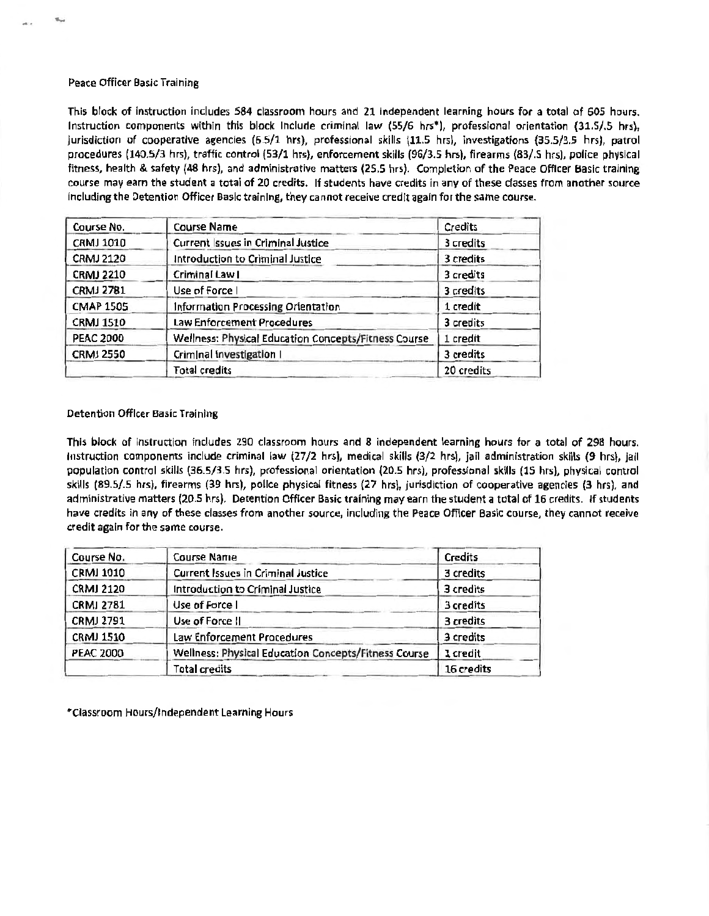## Peace Officer Basic Training

This block of instruction includes 584 classroom hours and 21 independent learning hours for a total of 605 hours. Instruction components within this block include criminal law (55/6 hrs*), professional orientation (31.5/.5 hrs), jurisdiction of cooperative agencies (6.5/1 hrs), professional skills (11.5 hrs), investigations (35.5/3.5 hrs), patrol procedures (140.5/3 hrs), traffic control (53/1 hrs), enforcement skills (96/3.5 hrs), firearms (83/.5 hrs), police physical fitness, health & safety (48 hrs), and administrative matters (25.5 hrs). Completion of the Peace Officer Basic training course may earn the student a total of 20 credits. If students have credits in any of these classes from another source including the Detention Officer Basic training, they cannot receive credit again for the same course.

| Course No. | Course Name | Credits |
|---|---|---|
| CRMJ 1010 | Current Issues in Criminal Justice | 3 credits |
| CRMJ 2120 | Introduction to Criminal Justice | 3 credits |
| CRMJ 2210 | Criminal Law I | 3 credits |
| CRMJ 2781 | Use of Force I | 3 credits |
| CMAP 1505 | Information Processing Orientation | 1 credit |
| CRMJ 1510 | Law Enforcement Procedures | 3 credits |
| PEAC 2000 | Wellness: Physical Education Concepts/Fitness Course | 1 credit |
| CRMJ 2550 | Criminal Investigation I | 3 credits |
| | Total credits | 20 credits |

## Detention Officer Basic Training

This block of instruction includes 290 classroom hours and 8 independent learning hours for a total of 298 hours. Instruction components include criminal law (27/2 hrs), medical skills (3/2 hrs), jail administration skills (9 hrs), jail population control skills (36.5/3.5 hrs), professional orientation (20.5 hrs), professional skills (15 hrs), physical control skills (89.5/.5 hrs), firearms (39 hrs), police physical fitness (27 hrs), jurisdiction of cooperative agencies (3 hrs), and administrative matters (20.5 hrs). Detention Officer Basic training may earn the student a total of 16 credits. If students have credits in any of these classes from another source, including the Peace Officer Basic course, they cannot receive credit again for the same course.

| Course No. | Course Name | Credits |
|---|---|---|
| CRMJ 1010 | Current Issues in Criminal Justice | 3 credits |
| CRMJ 2120 | Introduction to Criminal Justice | 3 credits |
| CRMJ 2781 | Use of Force I | 3 credits |
| CRMJ 2791 | Use of Force II | 3 credits |
| CRMJ 1510 | Law Enforcement Procedures | 3 credits |
| PEAC 2000 | Wellness: Physical Education Concepts/Fitness Course | 1 credit |
| | Total credits | 16 credits |

*Classroom Hours/Independent Learning Hours